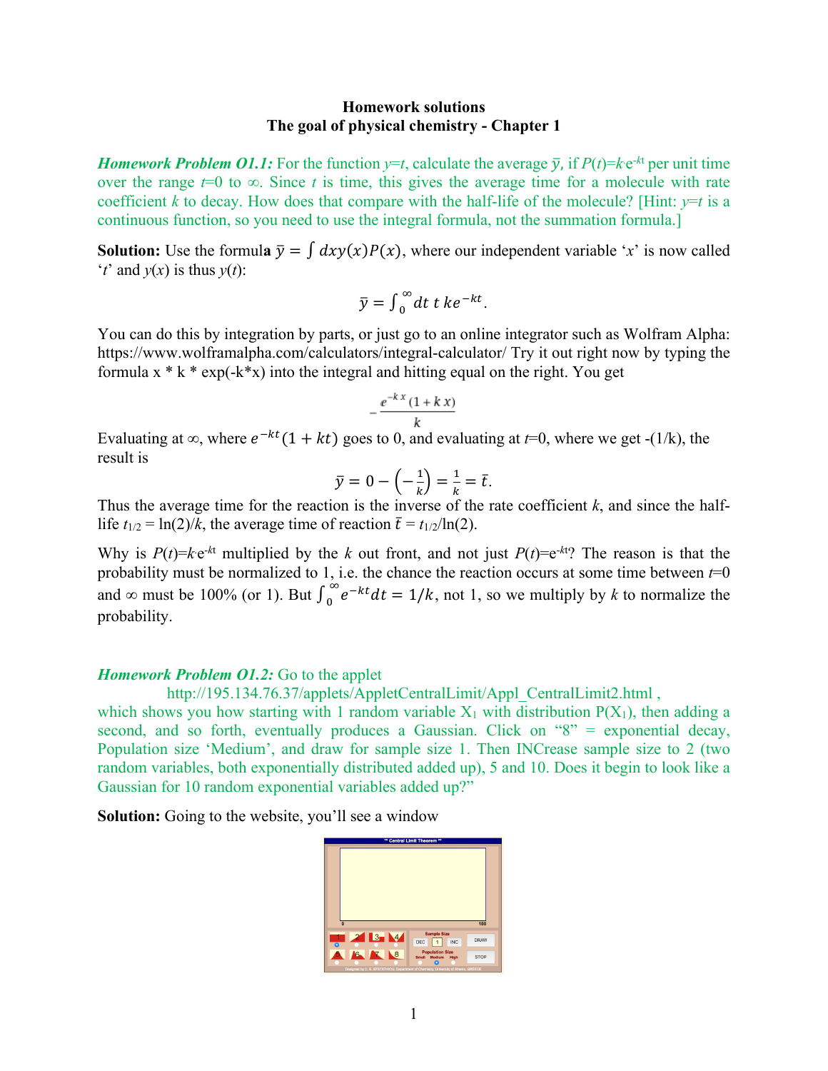**Homework solutions**
**The goal of physical chemistry - Chapter 1**

***Homework Problem O1.1:*** For the function $y=t$, calculate the average $\bar{y}$, if $P(t)=k\cdot e^{-kt}$ per unit time over the range $t$=0 to ∞. Since $t$ is time, this gives the average time for a molecule with rate coefficient $k$ to decay. How does that compare with the half-life of the molecule? [Hint: $y=t$ is a continuous function, so you need to use the integral formula, not the summation formula.]

**Solution:** Use the formula $\bar{y} = \int dx y(x) P(x)$, where our independent variable '$x$' is now called '$t$' and $y(x)$ is thus $y(t)$:

$$\bar{y} = \int_0^\infty dt\ t\ ke^{-kt}.$$

You can do this by integration by parts, or just go to an online integrator such as Wolfram Alpha: https://www.wolframalpha.com/calculators/integral-calculator/ Try it out right now by typing the formula x * k * exp(-k*x) into the integral and hitting equal on the right. You get

$$-\frac{e^{-k\,x}(1+k\,x)}{k}$$

Evaluating at ∞, where $e^{-kt}(1+kt)$ goes to 0, and evaluating at $t$=0, where we get -(1/k), the result is

$$\bar{y} = 0 - \left(-\frac{1}{k}\right) = \frac{1}{k} = \bar{t}.$$

Thus the average time for the reaction is the inverse of the rate coefficient $k$, and since the half-life $t_{1/2} = \ln(2)/k$, the average time of reaction $\bar{t} = t_{1/2}/\ln(2)$.

Why is $P(t)=k\cdot e^{-kt}$ multiplied by the $k$ out front, and not just $P(t)=e^{-kt}$? The reason is that the probability must be normalized to 1, i.e. the chance the reaction occurs at some time between $t$=0 and ∞ must be 100% (or 1). But $\int_0^\infty e^{-kt}dt = 1/k$, not 1, so we multiply by $k$ to normalize the probability.

***Homework Problem O1.2:*** Go to the applet

http://195.134.76.37/applets/AppletCentralLimit/Appl_CentralLimit2.html ,

which shows you how starting with 1 random variable $X_1$ with distribution $P(X_1)$, then adding a second, and so forth, eventually produces a Gaussian. Click on "8" = exponential decay, Population size 'Medium', and draw for sample size 1. Then INCrease sample size to 2 (two random variables, both exponentially distributed added up), 5 and 10. Does it begin to look like a Gaussian for 10 random exponential variables added up?"

**Solution:** Going to the website, you'll see a window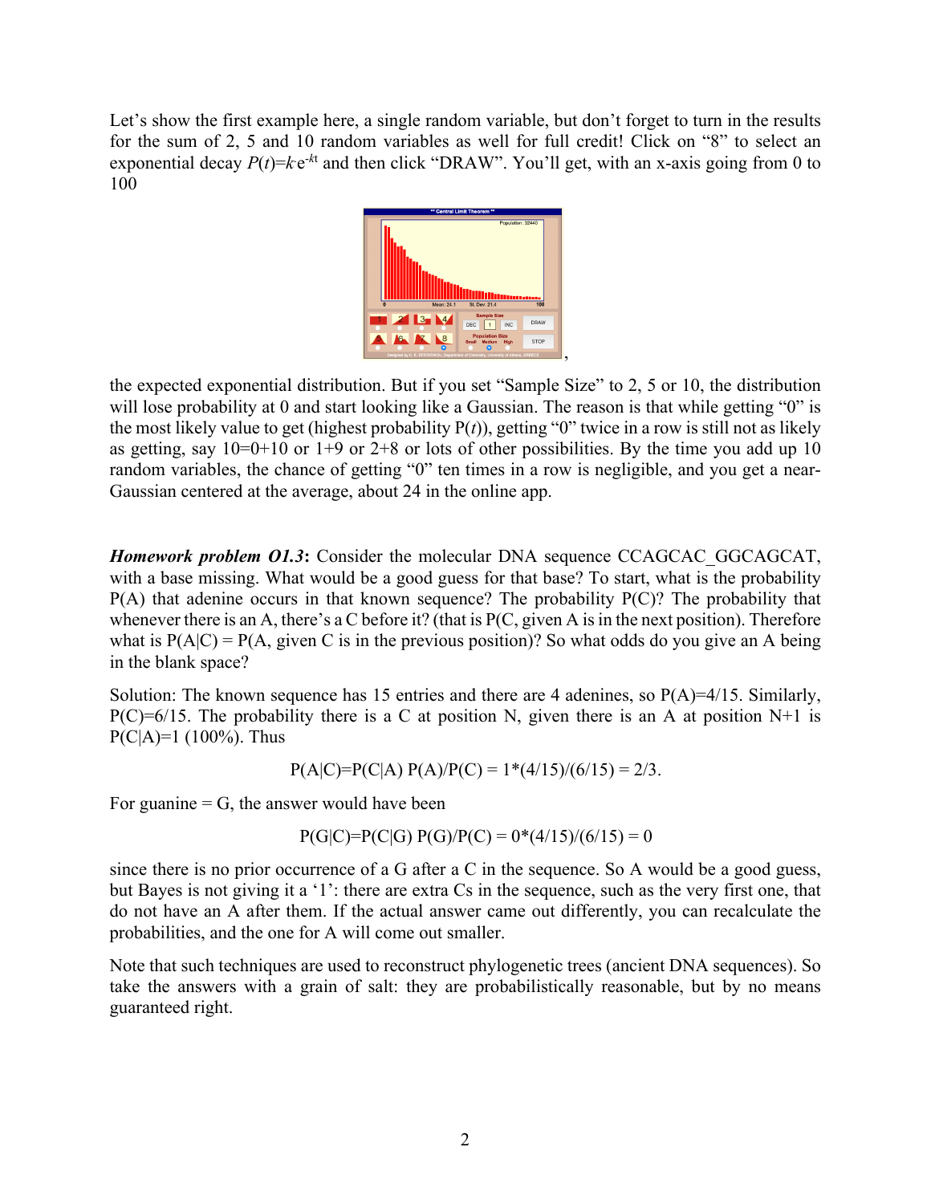Let's show the first example here, a single random variable, but don't forget to turn in the results for the sum of 2, 5 and 10 random variables as well for full credit! Click on "8" to select an exponential decay $P(t)=k \cdot e^{-kt}$ and then click "DRAW". You'll get, with an x-axis going from 0 to 100

,

the expected exponential distribution. But if you set "Sample Size" to 2, 5 or 10, the distribution will lose probability at 0 and start looking like a Gaussian. The reason is that while getting "0" is the most likely value to get (highest probability $P(t)$), getting "0" twice in a row is still not as likely as getting, say 10=0+10 or 1+9 or 2+8 or lots of other possibilities. By the time you add up 10 random variables, the chance of getting "0" ten times in a row is negligible, and you get a near-Gaussian centered at the average, about 24 in the online app.

***Homework problem O1.3*:** Consider the molecular DNA sequence CCAGCAC_GGCAGCAT, with a base missing. What would be a good guess for that base? To start, what is the probability P(A) that adenine occurs in that known sequence? The probability P(C)? The probability that whenever there is an A, there's a C before it? (that is P(C, given A is in the next position). Therefore what is P(A|C) = P(A, given C is in the previous position)? So what odds do you give an A being in the blank space?

Solution: The known sequence has 15 entries and there are 4 adenines, so P(A)=4/15. Similarly, P(C)=6/15. The probability there is a C at position N, given there is an A at position N+1 is P(C|A)=1 (100%). Thus

$$P(A|C)=P(C|A)\ P(A)/P(C) = 1*(4/15)/(6/15) = 2/3.$$

For guanine = G, the answer would have been

$$P(G|C)=P(C|G)\ P(G)/P(C) = 0*(4/15)/(6/15) = 0$$

since there is no prior occurrence of a G after a C in the sequence. So A would be a good guess, but Bayes is not giving it a '1': there are extra Cs in the sequence, such as the very first one, that do not have an A after them. If the actual answer came out differently, you can recalculate the probabilities, and the one for A will come out smaller.

Note that such techniques are used to reconstruct phylogenetic trees (ancient DNA sequences). So take the answers with a grain of salt: they are probabilistically reasonable, but by no means guaranteed right.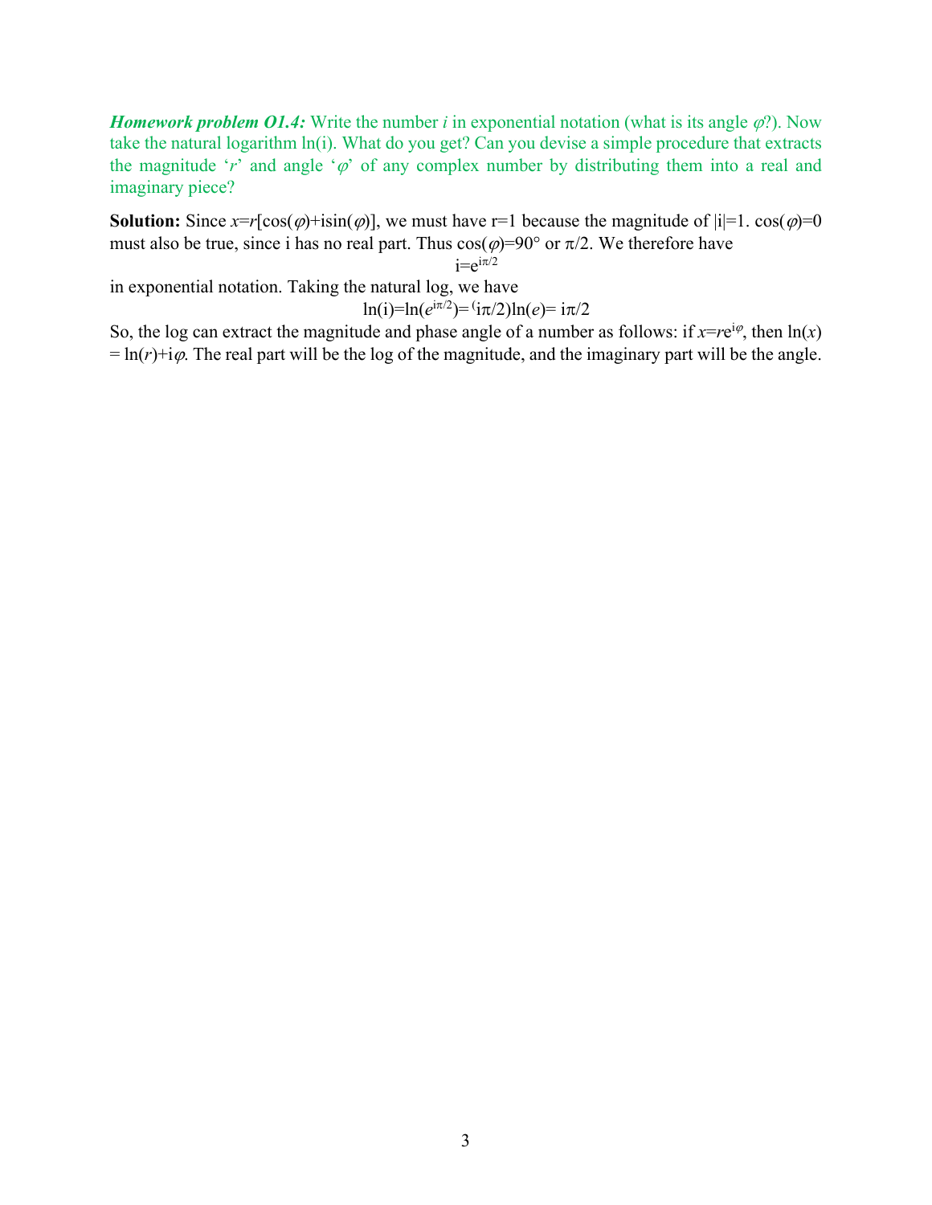***Homework problem O1.4:*** Write the number $i$ in exponential notation (what is its angle $\varphi$?). Now take the natural logarithm ln(i). What do you get? Can you devise a simple procedure that extracts the magnitude '$r$' and angle '$\varphi$' of any complex number by distributing them into a real and imaginary piece?

**Solution:** Since $x=r[\cos(\varphi)+i\sin(\varphi)]$, we must have r=1 because the magnitude of |i|=1. $\cos(\varphi)=0$ must also be true, since i has no real part. Thus $\cos(\varphi)=90°$ or $\pi/2$. We therefore have

$$i=e^{i\pi/2}$$

in exponential notation. Taking the natural log, we have

$$\ln(i)=\ln(e^{i\pi/2})=(i\pi/2)\ln(e)= i\pi/2$$

So, the log can extract the magnitude and phase angle of a number as follows: if $x=re^{i\varphi}$, then $\ln(x) = \ln(r)+i\varphi$. The real part will be the log of the magnitude, and the imaginary part will be the angle.